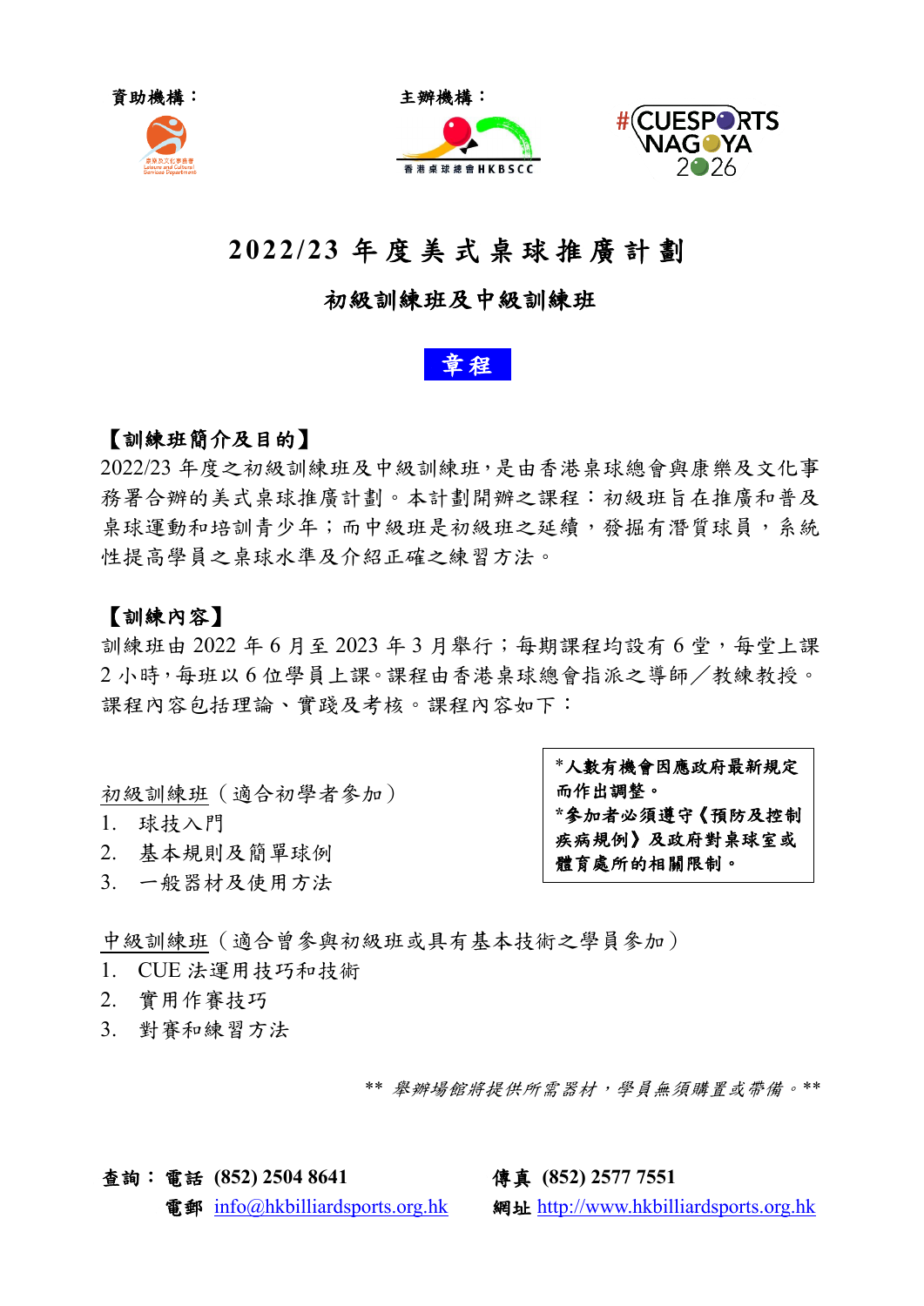資助機構：

主辦機構：

# 2022/23 年度美式桌球推廣計劃

## 初級訓練班及中級訓練班

## 章程

**【訓練班簡介及目的】**

2022/23 年度之初級訓練班及中級訓練班，是由香港桌球總會與康樂及文化事務署合辦的美式桌球推廣計劃。本計劃開辦之課程：初級班旨在推廣和普及桌球運動和培訓青少年；而中級班是初級班之延續，發掘有潛質球員，系統性提高學員之桌球水準及介紹正確之練習方法。

**【訓練內容】**

訓練班由 2022 年 6 月至 2023 年 3 月舉行；每期課程均設有 6 堂，每堂上課 2 小時，每班以 6 位學員上課。課程由香港桌球總會指派之導師／教練教授。課程內容包括理論、實踐及考核。課程內容如下：

**\*人數有機會因應政府最新規定而作出調整。**
**\*參加者必須遵守《預防及控制疾病規例》及政府對桌球室或體育處所的相關限制。**

初級訓練班（適合初學者參加）

1. 球技入門
2. 基本規則及簡單球例
3. 一般器材及使用方法

中級訓練班（適合曾參與初級班或具有基本技術之學員參加）

1. CUE 法運用技巧和技術
2. 實用作賽技巧
3. 對賽和練習方法

*\*\* 舉辦場館將提供所需器材，學員無須購置或帶備。\*\**

**查詢：電話** **(852) 2504 8641**　　**傳真** **(852) 2577 7551**
**電郵** info@hkbilliardsports.org.hk　　**網址** http://www.hkbilliardsports.org.hk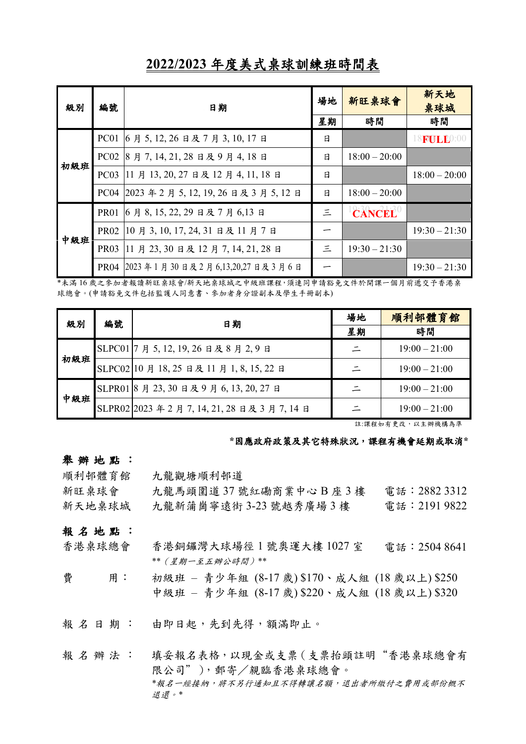# 2022/2023 年度美式桌球訓練班時間表

| 級別 | 編號 | 日期 | 場地 | 新旺桌球會 | 新天地桌球城 |
|---|---|---|---|---|---|
| | | | 星期 | 時間 | 時間 |
| 初級班 | PC01 | 6 月 5, 12, 26 日及 7 月 3, 10, 17 日 | 日 | | 18:00 – 20:00 FULL |
| | PC02 | 8 月 7, 14, 21, 28 日及 9 月 4, 18 日 | 日 | 18:00 – 20:00 | |
| | PC03 | 11 月 13, 20, 27 日及 12 月 4, 11, 18 日 | 日 | | 18:00 – 20:00 |
| | PC04 | 2023 年 2 月 5, 12, 19, 26 日及 3 月 5, 12 日 | 日 | 18:00 – 20:00 | |
| 中級班 | PR01 | 6 月 8, 15, 22, 29 日及 7 月 6,13 日 | 三 | 19:30 – 21:30 CANCEL | |
| | PR02 | 10 月 3, 10, 17, 24, 31 日及 11 月 7 日 | 一 | | 19:30 – 21:30 |
| | PR03 | 11 月 23, 30 日及 12 月 7, 14, 21, 28 日 | 三 | 19:30 – 21:30 | |
| | PR04 | 2023 年 1 月 30 日及 2 月 6,13,20,27 日及 3 月 6 日 | 一 | | 19:30 – 21:30 |

*未滿 16 歲之參加者報讀新旺桌球會/新天地桌球城之中級班課程，須連同申請豁免文件於開課一個月前遞交予香港桌球總會。(申請豁免文件包括監護人同意書、參加者身分證副本及學生手冊副本)

| 級別 | 編號 | 日期 | 場地 | 順利邨體育館 |
|---|---|---|---|---|
| | | | 星期 | 時間 |
| 初級班 | SLPC01 | 7 月 5, 12, 19, 26 日及 8 月 2, 9 日 | 二 | 19:00 – 21:00 |
| | SLPC02 | 10 月 18, 25 日及 11 月 1, 8, 15, 22 日 | 二 | 19:00 – 21:00 |
| 中級班 | SLPR01 | 8 月 23, 30 日及 9 月 6, 13, 20, 27 日 | 二 | 19:00 – 21:00 |
| | SLPR02 | 2023 年 2 月 7, 14, 21, 28 日及 3 月 7, 14 日 | 二 | 19:00 – 21:00 |

註:課程如有更改，以主辦機構為準

**\*因應政府政策及其它特殊狀況，課程有機會延期或取消\***

**舉辦地點：**

順利邨體育館　九龍觀塘順利邨道

新旺桌球會　九龍馬頭圍道 37 號紅磡商業中心 B 座 3 樓　電話：2882 3312

新天地桌球城　九龍新蒲崗寧遠街 3-23 號越秀廣場 3 樓　電話：2191 9822

**報名地點：**

香港桌球總會　香港銅鑼灣大球場徑 1 號奧運大樓 1027 室　電話：2504 8641

*\*\*(星期一至五辦公時間)\*\**

費　用：　初級班 – 青少年組 (8-17 歲) $170、成人組 (18 歲以上) $250

中級班 – 青少年組 (8-17 歲) $220、成人組 (18 歲以上) $320

報名日期：　由即日起，先到先得，額滿即止。

報名辦法：　填妥報名表格，以現金或支票(支票抬頭註明“香港桌球總會有限公司”)，郵寄／親臨香港桌球總會。

*\*報名一經接納，將不另行通知且不得轉讓名額，退出者所繳付之費用或部份概不退還。\**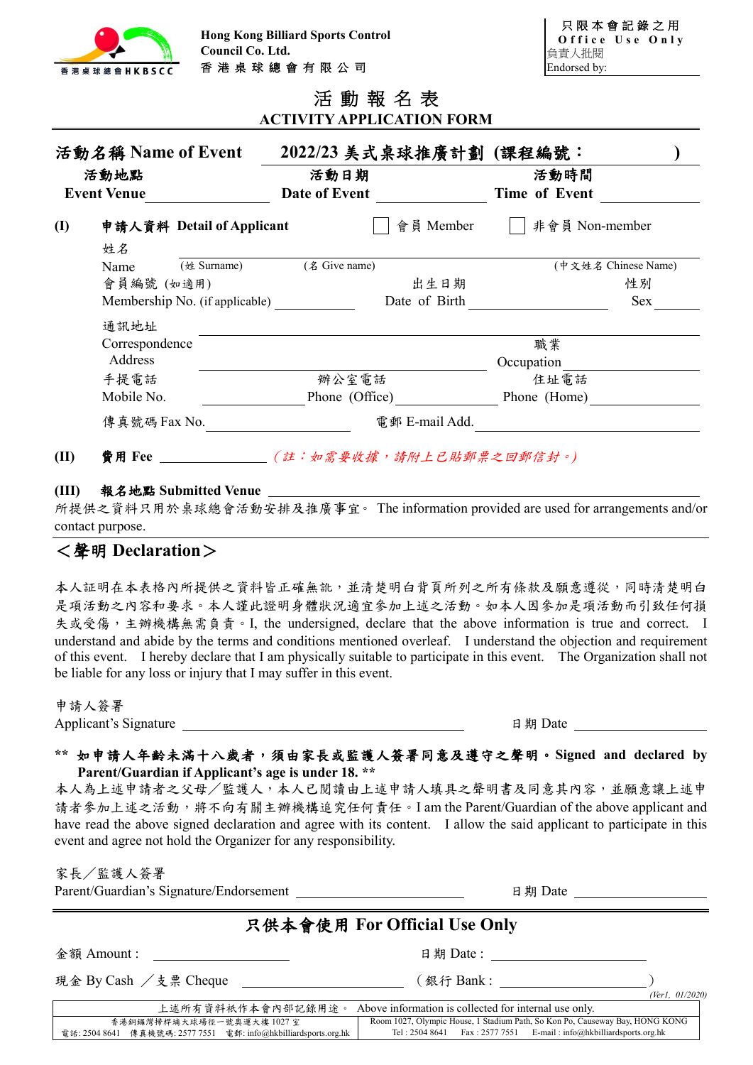香港桌球總會HKBSCC

**Hong Kong Billiard Sports Control Council Co. Ltd.**
**香港桌球總會有限公司**

只限本會記錄之用
Office Use Only
負責人批閱
Endorsed by:

# 活動報名表
# ACTIVITY APPLICATION FORM

**活動名稱 Name of Event** **2022/23 美式桌球推廣計劃 (課程編號：　　　　　)**

**活動地點 Event Venue** ______ **活動日期 Date of Event** ______ **活動時間 Time of Event** ______

**(I) 申請人資料 Detail of Applicant** ☐ 會員 Member ☐ 非會員 Non-member

姓名 Name ______ (姓 Surname) ______ (名 Give name) ______ (中文姓名 Chinese Name) ______

會員編號 (如適用) Membership No. (if applicable) ______ 出生日期 Date of Birth ______ 性別 Sex ______

通訊地址 Correspondence Address ______ 職業 Occupation ______

手提電話 Mobile No. ______ 辦公室電話 Phone (Office) ______ 住址電話 Phone (Home) ______

傳真號碼 Fax No. ______ 電郵 E-mail Add. ______

**(II) 費用 Fee** ______ *（註：如需要收據，請附上已貼郵票之回郵信封。）*

**(III) 報名地點 Submitted Venue** ______

所提供之資料只用於桌球總會活動安排及推廣事宜。 The information provided are used for arrangements and/or contact purpose.

## ＜聲明 Declaration＞

本人証明在本表格內所提供之資料皆正確無訛，並清楚明白背頁所列之所有條款及願意遵從，同時清楚明白是項活動之內容和要求。本人謹此證明身體狀況適宜參加上述之活動。如本人因參加是項活動而引致任何損失或受傷，主辦機構無需負責。I, the undersigned, declare that the above information is true and correct. I understand and abide by the terms and conditions mentioned overleaf. I understand the objection and requirement of this event. I hereby declare that I am physically suitable to participate in this event. The Organization shall not be liable for any loss or injury that I may suffer in this event.

申請人簽署 Applicant's Signature ______ 日期 Date ______

**\*\* 如申請人年齡未滿十八歲者，須由家長或監護人簽署同意及遵守之聲明。Signed and declared by Parent/Guardian if Applicant's age is under 18. \*\***

本人為上述申請者之父母／監護人，本人已閱讀由上述申請人填具之聲明書及同意其內容，並願意讓上述申請者參加上述之活動，將不向有關主辦機構追究任何責任。I am the Parent/Guardian of the above applicant and have read the above signed declaration and agree with its content. I allow the said applicant to participate in this event and agree not hold the Organizer for any responsibility.

家長／監護人簽署 Parent/Guardian's Signature/Endorsement ______ 日期 Date ______

## 只供本會使用 For Official Use Only

金額 Amount : ______ 日期 Date : ______

現金 By Cash ／支票 Cheque ______ (銀行 Bank : ______ )

*(Ver1, 01/2020)*

上述所有資料祇作本會內部記錄用途。 Above information is collected for internal use only.

| 香港銅鑼灣掃桿埔大球場徑一號奧運大樓 1027 室<br>電話: 2504 8641 傳真機號碼: 2577 7551 電郵: info@hkbilliardsports.org.hk | Room 1027, Olympic House, 1 Stadium Path, So Kon Po, Causeway Bay, HONG KONG<br>Tel : 2504 8641 Fax : 2577 7551 E-mail : info@hkbilliardsports.org.hk |
|---|---|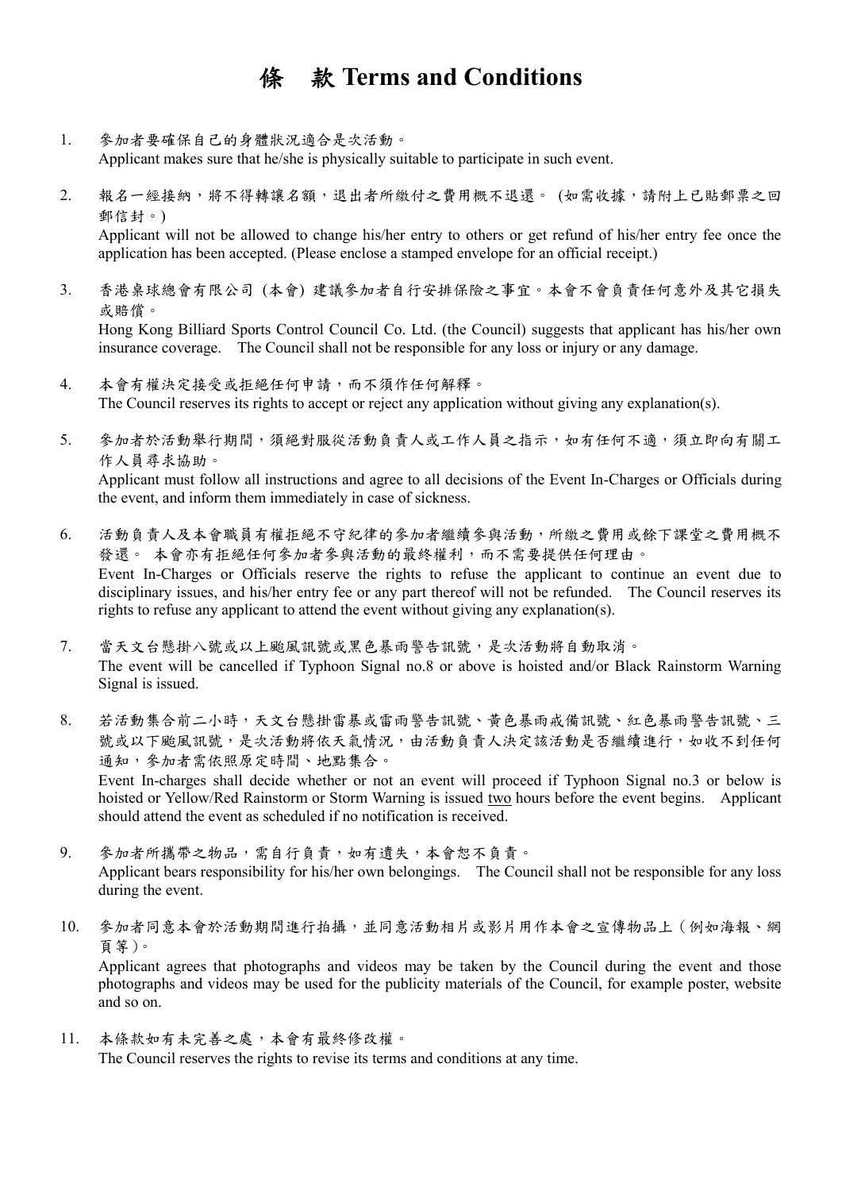# 條　款 Terms and Conditions

1. 參加者要確保自己的身體狀況適合是次活動。
   Applicant makes sure that he/she is physically suitable to participate in such event.

2. 報名一經接納，將不得轉讓名額，退出者所繳付之費用概不退還。 (如需收據，請附上已貼郵票之回郵信封。)
   Applicant will not be allowed to change his/her entry to others or get refund of his/her entry fee once the application has been accepted. (Please enclose a stamped envelope for an official receipt.)

3. 香港桌球總會有限公司 (本會) 建議參加者自行安排保險之事宜。本會不會負責任何意外及其它損失或賠償。
   Hong Kong Billiard Sports Control Council Co. Ltd. (the Council) suggests that applicant has his/her own insurance coverage. The Council shall not be responsible for any loss or injury or any damage.

4. 本會有權決定接受或拒絕任何申請，而不須作任何解釋。
   The Council reserves its rights to accept or reject any application without giving any explanation(s).

5. 參加者於活動舉行期間，須絕對服從活動負責人或工作人員之指示，如有任何不適，須立即向有關工作人員尋求協助。
   Applicant must follow all instructions and agree to all decisions of the Event In-Charges or Officials during the event, and inform them immediately in case of sickness.

6. 活動負責人及本會職員有權拒絕不守紀律的參加者繼續參與活動，所繳之費用或餘下課堂之費用概不發還。 本會亦有拒絕任何參加者參與活動的最終權利，而不需要提供任何理由。
   Event In-Charges or Officials reserve the rights to refuse the applicant to continue an event due to disciplinary issues, and his/her entry fee or any part thereof will not be refunded. The Council reserves its rights to refuse any applicant to attend the event without giving any explanation(s).

7. 當天文台懸掛八號或以上颱風訊號或黑色暴雨警告訊號，是次活動將自動取消。
   The event will be cancelled if Typhoon Signal no.8 or above is hoisted and/or Black Rainstorm Warning Signal is issued.

8. 若活動集合前二小時，天文台懸掛雷暴或雷雨警告訊號、黃色暴雨戒備訊號、紅色暴雨警告訊號、三號或以下颱風訊號，是次活動將依天氣情況，由活動負責人決定該活動是否繼續進行，如收不到任何通知，參加者需依照原定時間、地點集合。
   Event In-charges shall decide whether or not an event will proceed if Typhoon Signal no.3 or below is hoisted or Yellow/Red Rainstorm or Storm Warning is issued two hours before the event begins. Applicant should attend the event as scheduled if no notification is received.

9. 參加者所攜帶之物品，需自行負責，如有遺失，本會恕不負責。
   Applicant bears responsibility for his/her own belongings. The Council shall not be responsible for any loss during the event.

10. 參加者同意本會於活動期間進行拍攝，並同意活動相片或影片用作本會之宣傳物品上 (例如海報、網頁等)。
    Applicant agrees that photographs and videos may be taken by the Council during the event and those photographs and videos may be used for the publicity materials of the Council, for example poster, website and so on.

11. 本條款如有未完善之處，本會有最終修改權。
    The Council reserves the rights to revise its terms and conditions at any time.